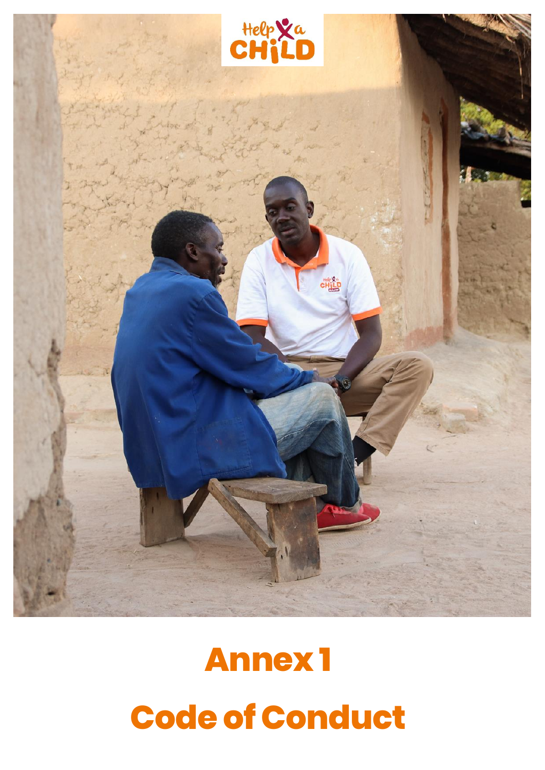# Annex 1

# Code of Conduct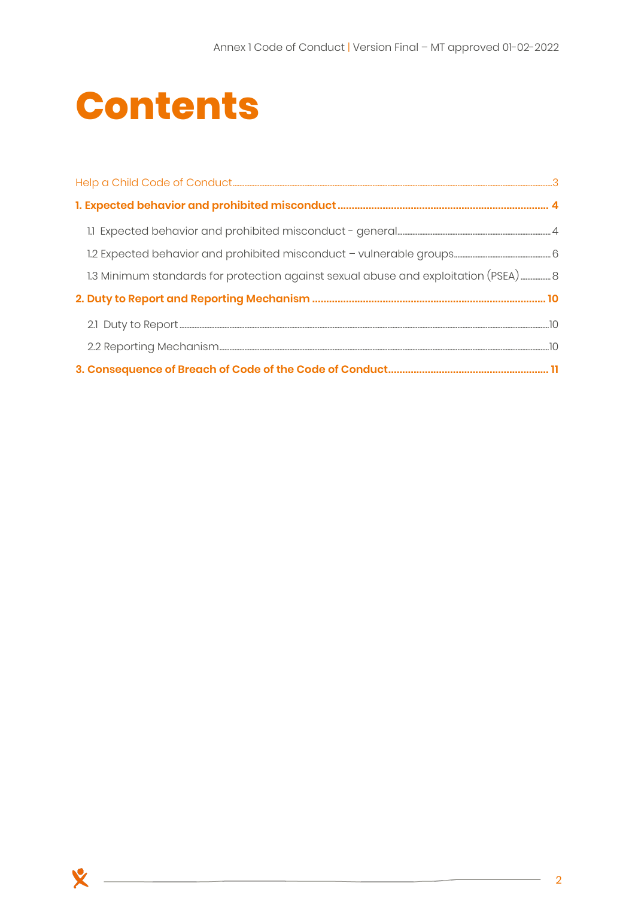# Contents

Help a Child Code of Conduct ........................................................ 3

**1. Expected behavior and prohibited misconduct ........................................................ 4**

1.1 Expected behavior and prohibited misconduct - general ........................................................ 4

1.2 Expected behavior and prohibited misconduct – vulnerable groups ........................................................ 6

1.3 Minimum standards for protection against sexual abuse and exploitation (PSEA) ........................................................ 8

**2. Duty to Report and Reporting Mechanism ........................................................ 10**

2.1 Duty to Report ........................................................ 10

2.2 Reporting Mechanism ........................................................ 10

**3. Consequence of Breach of Code of the Code of Conduct ........................................................ 11**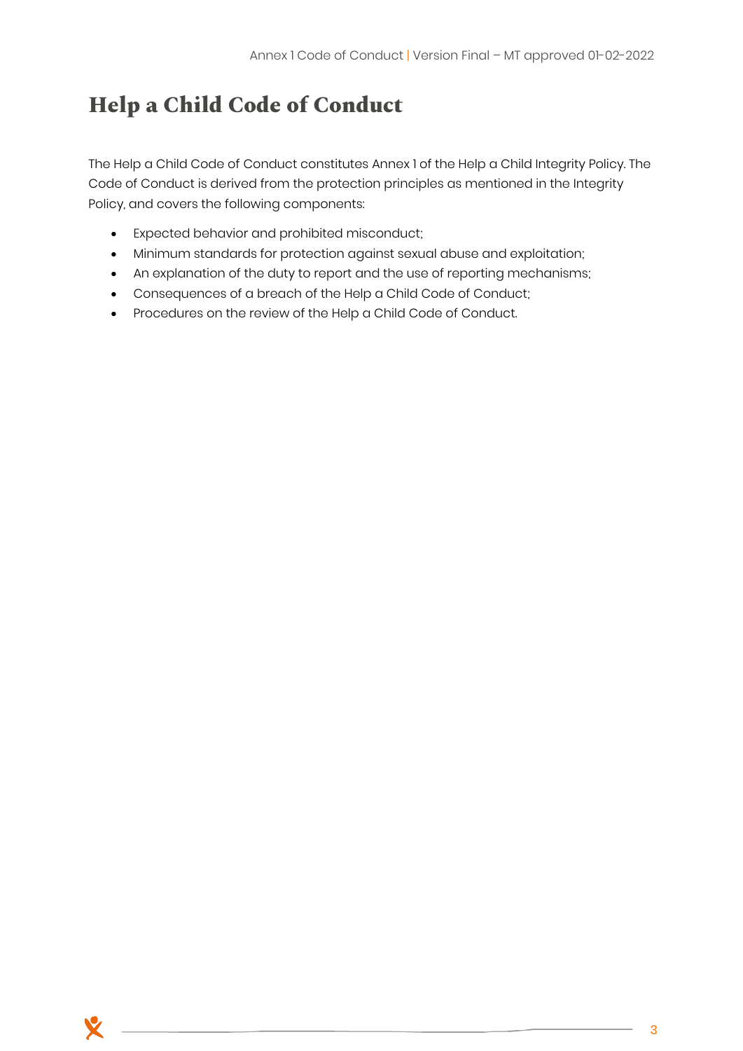# Help a Child Code of Conduct

The Help a Child Code of Conduct constitutes Annex 1 of the Help a Child Integrity Policy. The Code of Conduct is derived from the protection principles as mentioned in the Integrity Policy, and covers the following components:

- Expected behavior and prohibited misconduct;
- Minimum standards for protection against sexual abuse and exploitation;
- An explanation of the duty to report and the use of reporting mechanisms;
- Consequences of a breach of the Help a Child Code of Conduct;
- Procedures on the review of the Help a Child Code of Conduct.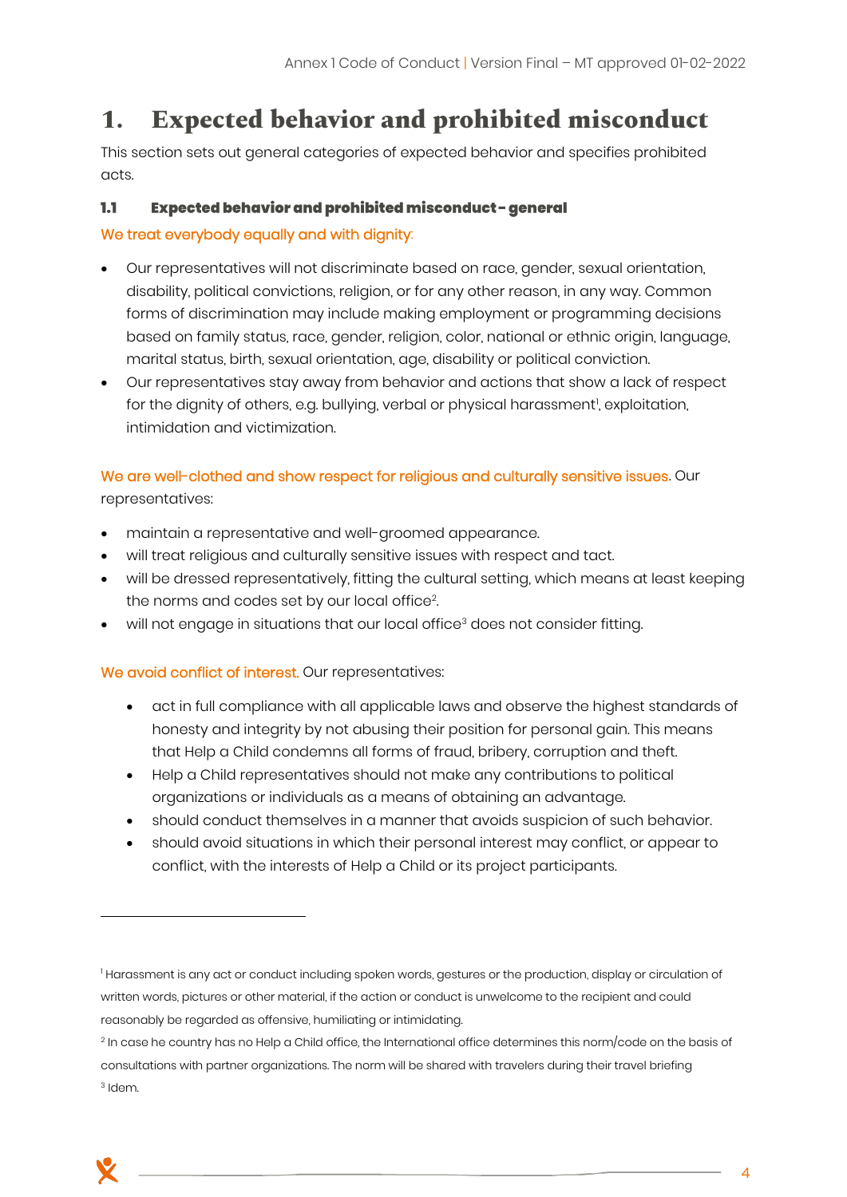#  1. Expected behavior and prohibited misconduct

This section sets out general categories of expected behavior and specifies prohibited acts.

### 1.1 Expected behavior and prohibited misconduct – general

We treat everybody equally and with dignity:

- Our representatives will not discriminate based on race, gender, sexual orientation, disability, political convictions, religion, or for any other reason, in any way. Common forms of discrimination may include making employment or programming decisions based on family status, race, gender, religion, color, national or ethnic origin, language, marital status, birth, sexual orientation, age, disability or political conviction.
- Our representatives stay away from behavior and actions that show a lack of respect for the dignity of others, e.g. bullying, verbal or physical harassment[1], exploitation, intimidation and victimization.

We are well-clothed and show respect for religious and culturally sensitive issues. Our representatives:

- maintain a representative and well-groomed appearance.
- will treat religious and culturally sensitive issues with respect and tact.
- will be dressed representatively, fitting the cultural setting, which means at least keeping the norms and codes set by our local office[2].
- will not engage in situations that our local office[3] does not consider fitting.

We avoid conflict of interest. Our representatives:

- act in full compliance with all applicable laws and observe the highest standards of honesty and integrity by not abusing their position for personal gain. This means that Help a Child condemns all forms of fraud, bribery, corruption and theft.
- Help a Child representatives should not make any contributions to political organizations or individuals as a means of obtaining an advantage.
- should conduct themselves in a manner that avoids suspicion of such behavior.
- should avoid situations in which their personal interest may conflict, or appear to conflict, with the interests of Help a Child or its project participants.

---

[1] Harassment is any act or conduct including spoken words, gestures or the production, display or circulation of written words, pictures or other material, if the action or conduct is unwelcome to the recipient and could reasonably be regarded as offensive, humiliating or intimidating.

[2] In case he country has no Help a Child office, the International office determines this norm/code on the basis of consultations with partner organizations. The norm will be shared with travelers during their travel briefing

[3] Idem.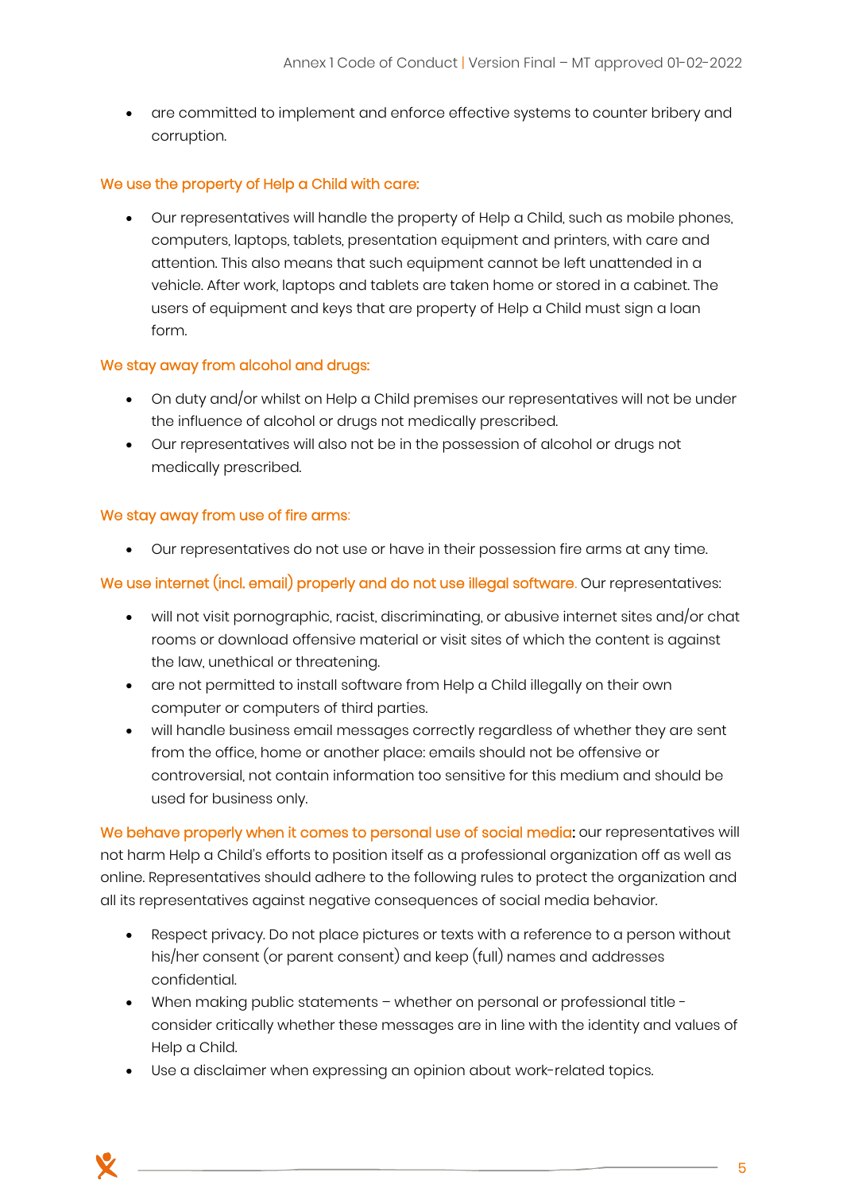- are committed to implement and enforce effective systems to counter bribery and corruption.

**We use the property of Help a Child with care:**

- Our representatives will handle the property of Help a Child, such as mobile phones, computers, laptops, tablets, presentation equipment and printers, with care and attention. This also means that such equipment cannot be left unattended in a vehicle. After work, laptops and tablets are taken home or stored in a cabinet. The users of equipment and keys that are property of Help a Child must sign a loan form.

**We stay away from alcohol and drugs:**

- On duty and/or whilst on Help a Child premises our representatives will not be under the influence of alcohol or drugs not medically prescribed.
- Our representatives will also not be in the possession of alcohol or drugs not medically prescribed.

**We stay away from use of fire arms:**

- Our representatives do not use or have in their possession fire arms at any time.

**We use internet (incl. email) properly and do not use illegal software.** Our representatives:

- will not visit pornographic, racist, discriminating, or abusive internet sites and/or chat rooms or download offensive material or visit sites of which the content is against the law, unethical or threatening.
- are not permitted to install software from Help a Child illegally on their own computer or computers of third parties.
- will handle business email messages correctly regardless of whether they are sent from the office, home or another place: emails should not be offensive or controversial, not contain information too sensitive for this medium and should be used for business only.

**We behave properly when it comes to personal use of social media:** our representatives will not harm Help a Child's efforts to position itself as a professional organization off as well as online. Representatives should adhere to the following rules to protect the organization and all its representatives against negative consequences of social media behavior.

- Respect privacy. Do not place pictures or texts with a reference to a person without his/her consent (or parent consent) and keep (full) names and addresses confidential.
- When making public statements – whether on personal or professional title - consider critically whether these messages are in line with the identity and values of Help a Child.
- Use a disclaimer when expressing an opinion about work-related topics.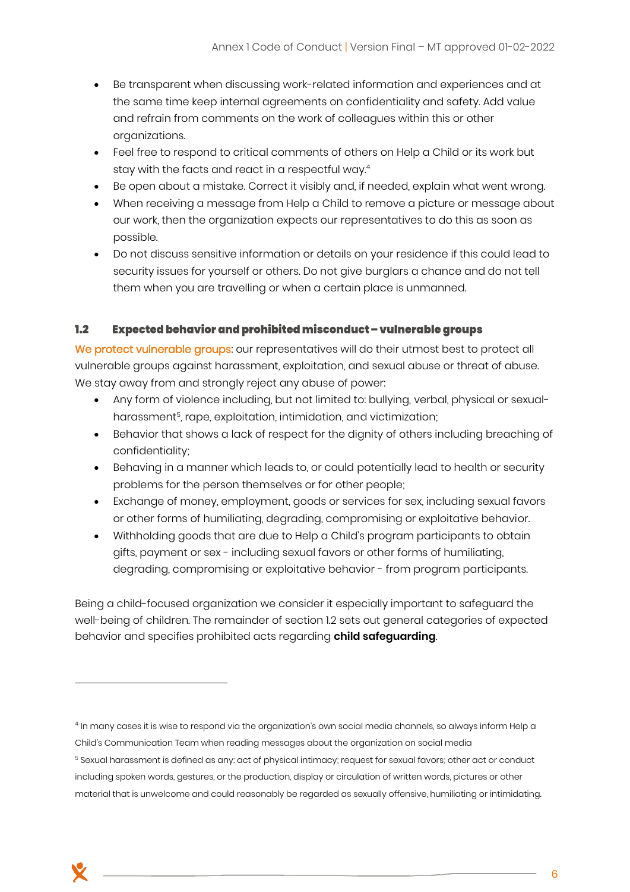- Be transparent when discussing work-related information and experiences and at the same time keep internal agreements on confidentiality and safety. Add value and refrain from comments on the work of colleagues within this or other organizations.
- Feel free to respond to critical comments of others on Help a Child or its work but stay with the facts and react in a respectful way.[4]
- Be open about a mistake. Correct it visibly and, if needed, explain what went wrong.
- When receiving a message from Help a Child to remove a picture or message about our work, then the organization expects our representatives to do this as soon as possible.
- Do not discuss sensitive information or details on your residence if this could lead to security issues for yourself or others. Do not give burglars a chance and do not tell them when you are travelling or when a certain place is unmanned.

### 1.2 Expected behavior and prohibited misconduct – vulnerable groups

We protect vulnerable groups: our representatives will do their utmost best to protect all vulnerable groups against harassment, exploitation, and sexual abuse or threat of abuse. We stay away from and strongly reject any abuse of power:

- Any form of violence including, but not limited to: bullying, verbal, physical or sexual-harassment[5], rape, exploitation, intimidation, and victimization;
- Behavior that shows a lack of respect for the dignity of others including breaching of confidentiality;
- Behaving in a manner which leads to, or could potentially lead to health or security problems for the person themselves or for other people;
- Exchange of money, employment, goods or services for sex, including sexual favors or other forms of humiliating, degrading, compromising or exploitative behavior.
- Withholding goods that are due to Help a Child's program participants to obtain gifts, payment or sex - including sexual favors or other forms of humiliating, degrading, compromising or exploitative behavior - from program participants.

Being a child-focused organization we consider it especially important to safeguard the well-being of children. The remainder of section 1.2 sets out general categories of expected behavior and specifies prohibited acts regarding **child safeguarding**.

---

[4] In many cases it is wise to respond via the organization's own social media channels, so always inform Help a Child's Communication Team when reading messages about the organization on social media

[5] Sexual harassment is defined as any: act of physical intimacy; request for sexual favors; other act or conduct including spoken words, gestures, or the production, display or circulation of written words, pictures or other material that is unwelcome and could reasonably be regarded as sexually offensive, humiliating or intimidating.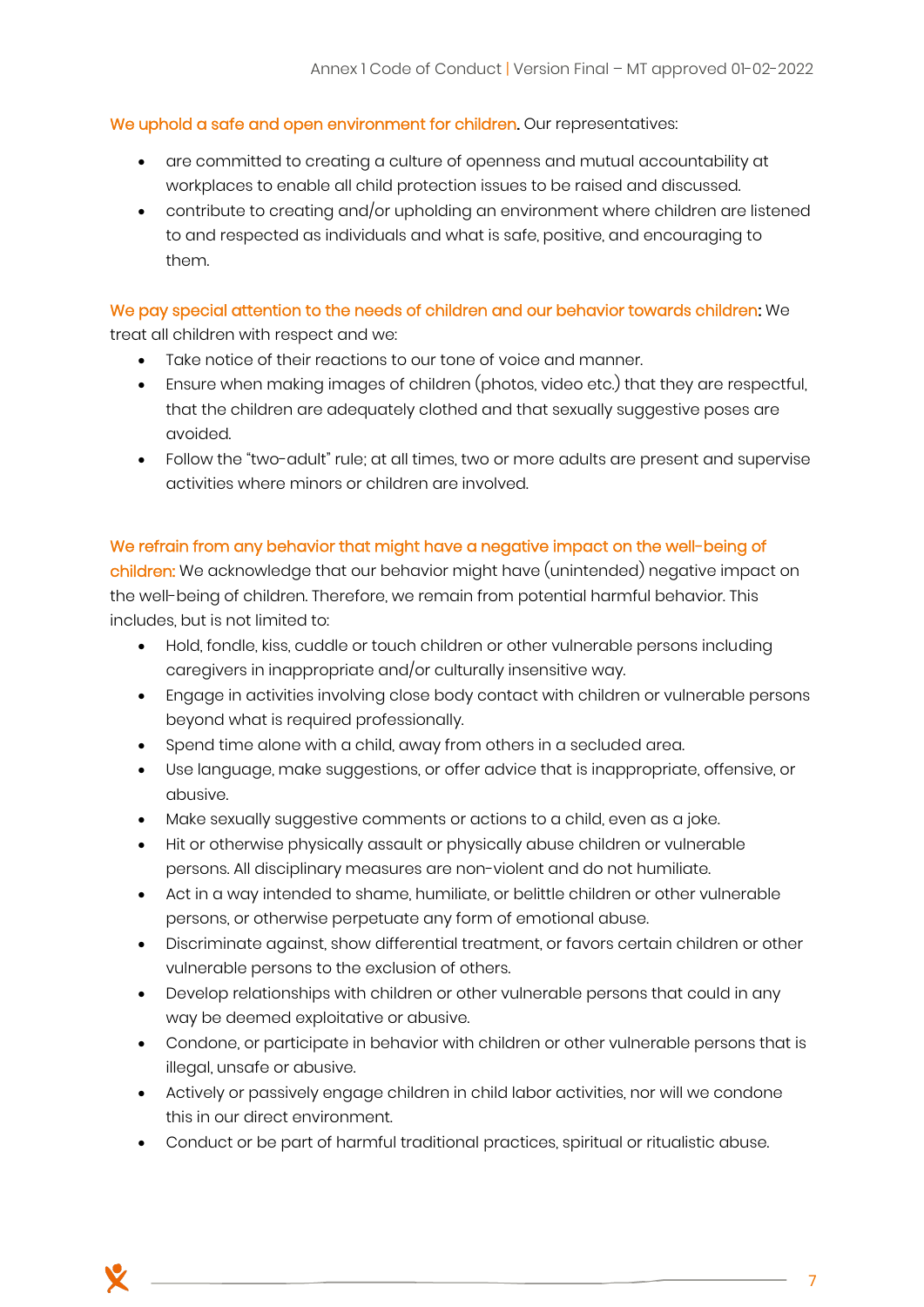**We uphold a safe and open environment for children.** Our representatives:

- are committed to creating a culture of openness and mutual accountability at workplaces to enable all child protection issues to be raised and discussed.
- contribute to creating and/or upholding an environment where children are listened to and respected as individuals and what is safe, positive, and encouraging to them.

**We pay special attention to the needs of children and our behavior towards children:** We treat all children with respect and we:

- Take notice of their reactions to our tone of voice and manner.
- Ensure when making images of children (photos, video etc.) that they are respectful, that the children are adequately clothed and that sexually suggestive poses are avoided.
- Follow the "two-adult" rule; at all times, two or more adults are present and supervise activities where minors or children are involved.

**We refrain from any behavior that might have a negative impact on the well-being of children:** We acknowledge that our behavior might have (unintended) negative impact on the well-being of children. Therefore, we remain from potential harmful behavior. This includes, but is not limited to:

- Hold, fondle, kiss, cuddle or touch children or other vulnerable persons including caregivers in inappropriate and/or culturally insensitive way.
- Engage in activities involving close body contact with children or vulnerable persons beyond what is required professionally.
- Spend time alone with a child, away from others in a secluded area.
- Use language, make suggestions, or offer advice that is inappropriate, offensive, or abusive.
- Make sexually suggestive comments or actions to a child, even as a joke.
- Hit or otherwise physically assault or physically abuse children or vulnerable persons. All disciplinary measures are non-violent and do not humiliate.
- Act in a way intended to shame, humiliate, or belittle children or other vulnerable persons, or otherwise perpetuate any form of emotional abuse.
- Discriminate against, show differential treatment, or favors certain children or other vulnerable persons to the exclusion of others.
- Develop relationships with children or other vulnerable persons that could in any way be deemed exploitative or abusive.
- Condone, or participate in behavior with children or other vulnerable persons that is illegal, unsafe or abusive.
- Actively or passively engage children in child labor activities, nor will we condone this in our direct environment.
- Conduct or be part of harmful traditional practices, spiritual or ritualistic abuse.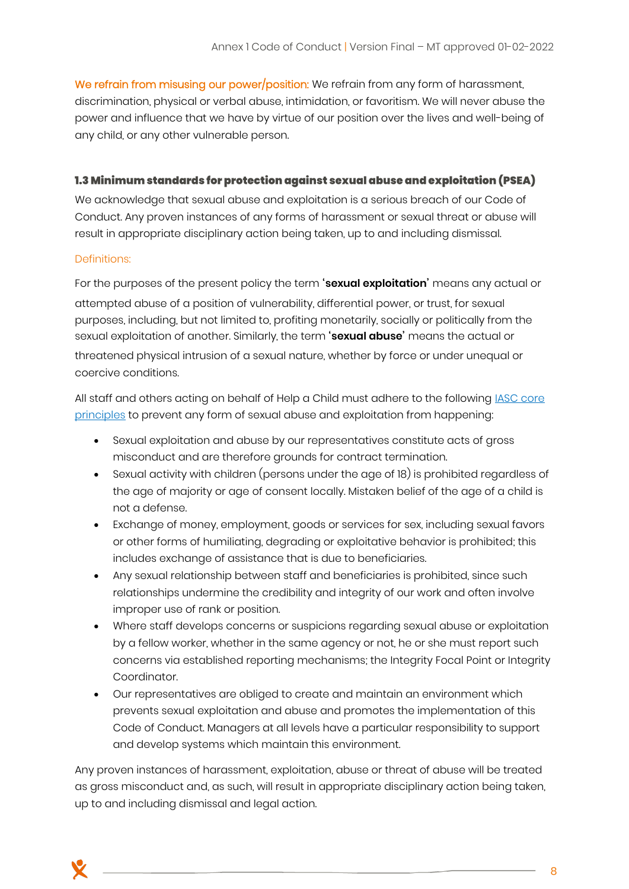**We refrain from misusing our power/position:** We refrain from any form of harassment, discrimination, physical or verbal abuse, intimidation, or favoritism. We will never abuse the power and influence that we have by virtue of our position over the lives and well-being of any child, or any other vulnerable person.

### 1.3 Minimum standards for protection against sexual abuse and exploitation (PSEA)

We acknowledge that sexual abuse and exploitation is a serious breach of our Code of Conduct. Any proven instances of any forms of harassment or sexual threat or abuse will result in appropriate disciplinary action being taken, up to and including dismissal.

Definitions:

For the purposes of the present policy the term '**sexual exploitation**' means any actual or attempted abuse of a position of vulnerability, differential power, or trust, for sexual purposes, including, but not limited to, profiting monetarily, socially or politically from the sexual exploitation of another. Similarly, the term '**sexual abuse**' means the actual or threatened physical intrusion of a sexual nature, whether by force or under unequal or coercive conditions.

All staff and others acting on behalf of Help a Child must adhere to the following IASC core principles to prevent any form of sexual abuse and exploitation from happening:

- Sexual exploitation and abuse by our representatives constitute acts of gross misconduct and are therefore grounds for contract termination.
- Sexual activity with children (persons under the age of 18) is prohibited regardless of the age of majority or age of consent locally. Mistaken belief of the age of a child is not a defense.
- Exchange of money, employment, goods or services for sex, including sexual favors or other forms of humiliating, degrading or exploitative behavior is prohibited; this includes exchange of assistance that is due to beneficiaries.
- Any sexual relationship between staff and beneficiaries is prohibited, since such relationships undermine the credibility and integrity of our work and often involve improper use of rank or position.
- Where staff develops concerns or suspicions regarding sexual abuse or exploitation by a fellow worker, whether in the same agency or not, he or she must report such concerns via established reporting mechanisms; the Integrity Focal Point or Integrity Coordinator.
- Our representatives are obliged to create and maintain an environment which prevents sexual exploitation and abuse and promotes the implementation of this Code of Conduct. Managers at all levels have a particular responsibility to support and develop systems which maintain this environment.

Any proven instances of harassment, exploitation, abuse or threat of abuse will be treated as gross misconduct and, as such, will result in appropriate disciplinary action being taken, up to and including dismissal and legal action.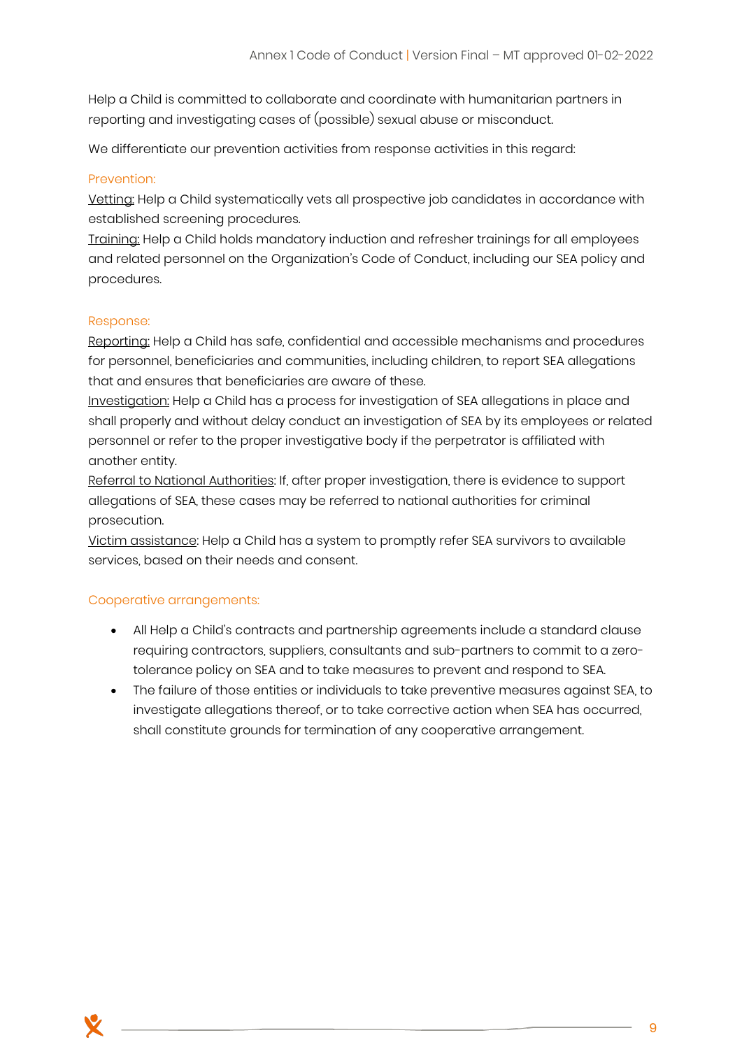Help a Child is committed to collaborate and coordinate with humanitarian partners in reporting and investigating cases of (possible) sexual abuse or misconduct.

We differentiate our prevention activities from response activities in this regard:

### Prevention:

Vetting: Help a Child systematically vets all prospective job candidates in accordance with established screening procedures.

Training: Help a Child holds mandatory induction and refresher trainings for all employees and related personnel on the Organization's Code of Conduct, including our SEA policy and procedures.

### Response:

Reporting: Help a Child has safe, confidential and accessible mechanisms and procedures for personnel, beneficiaries and communities, including children, to report SEA allegations that and ensures that beneficiaries are aware of these.

Investigation: Help a Child has a process for investigation of SEA allegations in place and shall properly and without delay conduct an investigation of SEA by its employees or related personnel or refer to the proper investigative body if the perpetrator is affiliated with another entity.

Referral to National Authorities: If, after proper investigation, there is evidence to support allegations of SEA, these cases may be referred to national authorities for criminal prosecution.

Victim assistance: Help a Child has a system to promptly refer SEA survivors to available services, based on their needs and consent.

### Cooperative arrangements:

- All Help a Child's contracts and partnership agreements include a standard clause requiring contractors, suppliers, consultants and sub-partners to commit to a zero-tolerance policy on SEA and to take measures to prevent and respond to SEA.
- The failure of those entities or individuals to take preventive measures against SEA, to investigate allegations thereof, or to take corrective action when SEA has occurred, shall constitute grounds for termination of any cooperative arrangement.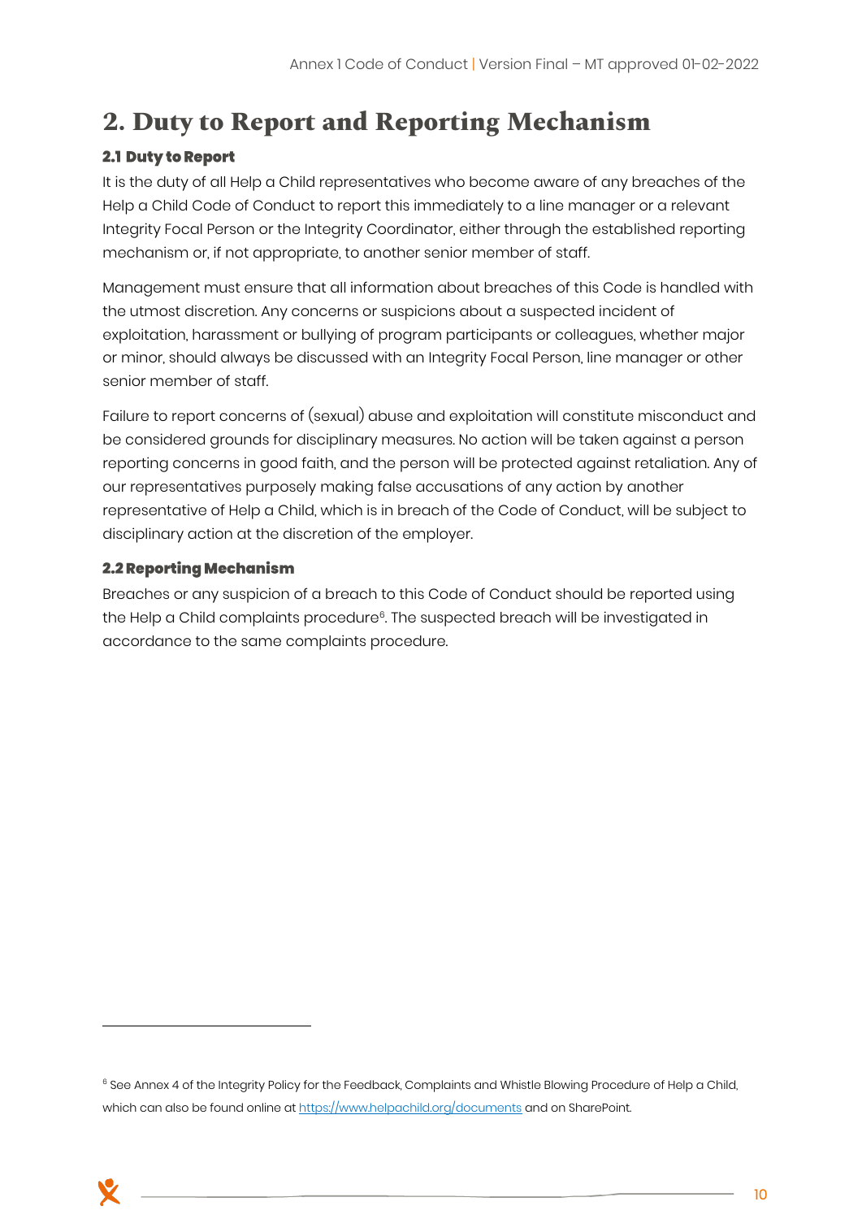# 2. Duty to Report and Reporting Mechanism

## 2.1 Duty to Report

It is the duty of all Help a Child representatives who become aware of any breaches of the Help a Child Code of Conduct to report this immediately to a line manager or a relevant Integrity Focal Person or the Integrity Coordinator, either through the established reporting mechanism or, if not appropriate, to another senior member of staff.

Management must ensure that all information about breaches of this Code is handled with the utmost discretion. Any concerns or suspicions about a suspected incident of exploitation, harassment or bullying of program participants or colleagues, whether major or minor, should always be discussed with an Integrity Focal Person, line manager or other senior member of staff.

Failure to report concerns of (sexual) abuse and exploitation will constitute misconduct and be considered grounds for disciplinary measures. No action will be taken against a person reporting concerns in good faith, and the person will be protected against retaliation. Any of our representatives purposely making false accusations of any action by another representative of Help a Child, which is in breach of the Code of Conduct, will be subject to disciplinary action at the discretion of the employer.

## 2.2 Reporting Mechanism

Breaches or any suspicion of a breach to this Code of Conduct should be reported using the Help a Child complaints procedure[6]. The suspected breach will be investigated in accordance to the same complaints procedure.

---

[6] See Annex 4 of the Integrity Policy for the Feedback, Complaints and Whistle Blowing Procedure of Help a Child, which can also be found online at https://www.helpachild.org/documents and on SharePoint.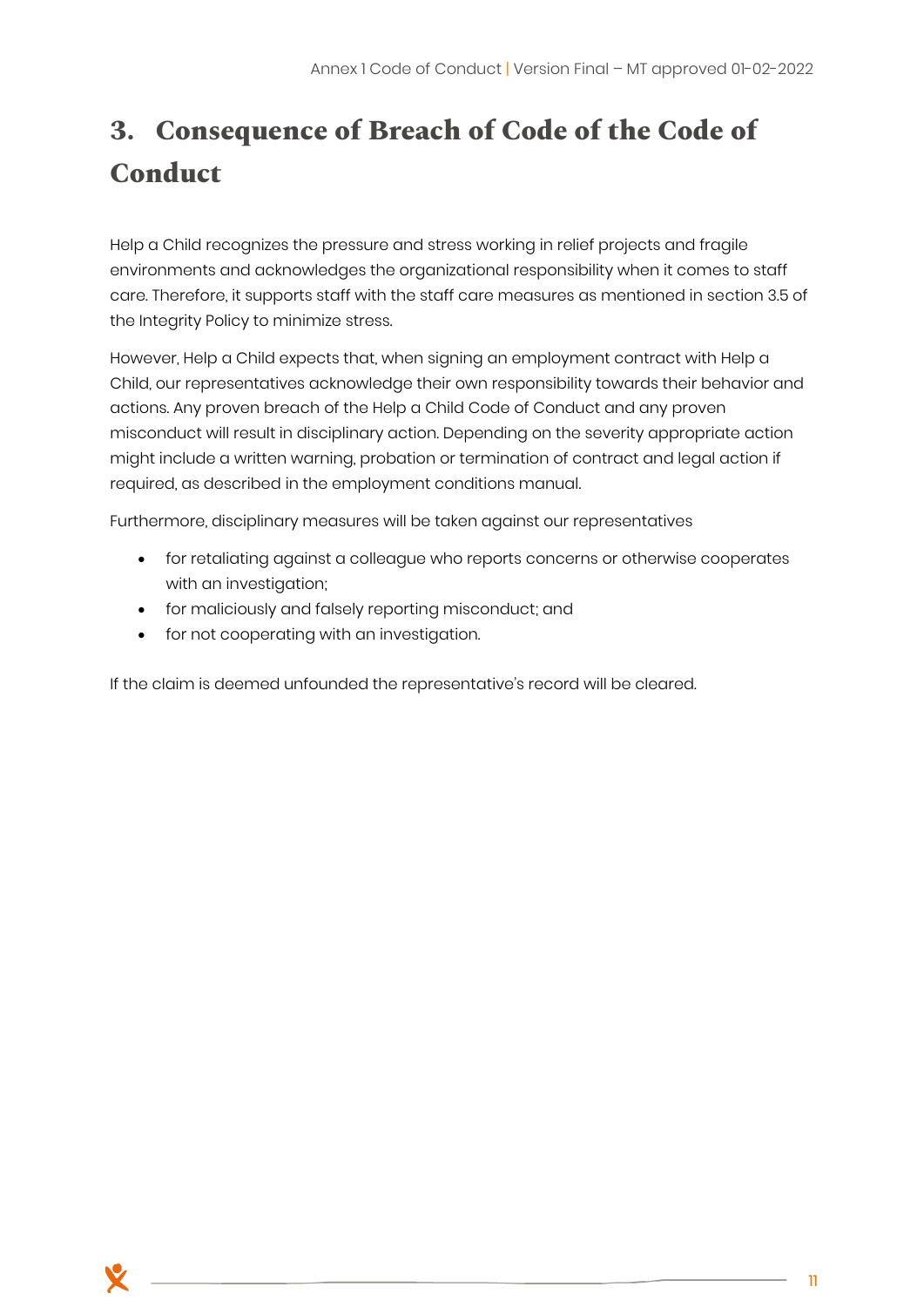# 3. Consequence of Breach of Code of the Code of Conduct

Help a Child recognizes the pressure and stress working in relief projects and fragile environments and acknowledges the organizational responsibility when it comes to staff care. Therefore, it supports staff with the staff care measures as mentioned in section 3.5 of the Integrity Policy to minimize stress.

However, Help a Child expects that, when signing an employment contract with Help a Child, our representatives acknowledge their own responsibility towards their behavior and actions. Any proven breach of the Help a Child Code of Conduct and any proven misconduct will result in disciplinary action. Depending on the severity appropriate action might include a written warning, probation or termination of contract and legal action if required, as described in the employment conditions manual.

Furthermore, disciplinary measures will be taken against our representatives

- for retaliating against a colleague who reports concerns or otherwise cooperates with an investigation;
- for maliciously and falsely reporting misconduct; and
- for not cooperating with an investigation.

If the claim is deemed unfounded the representative's record will be cleared.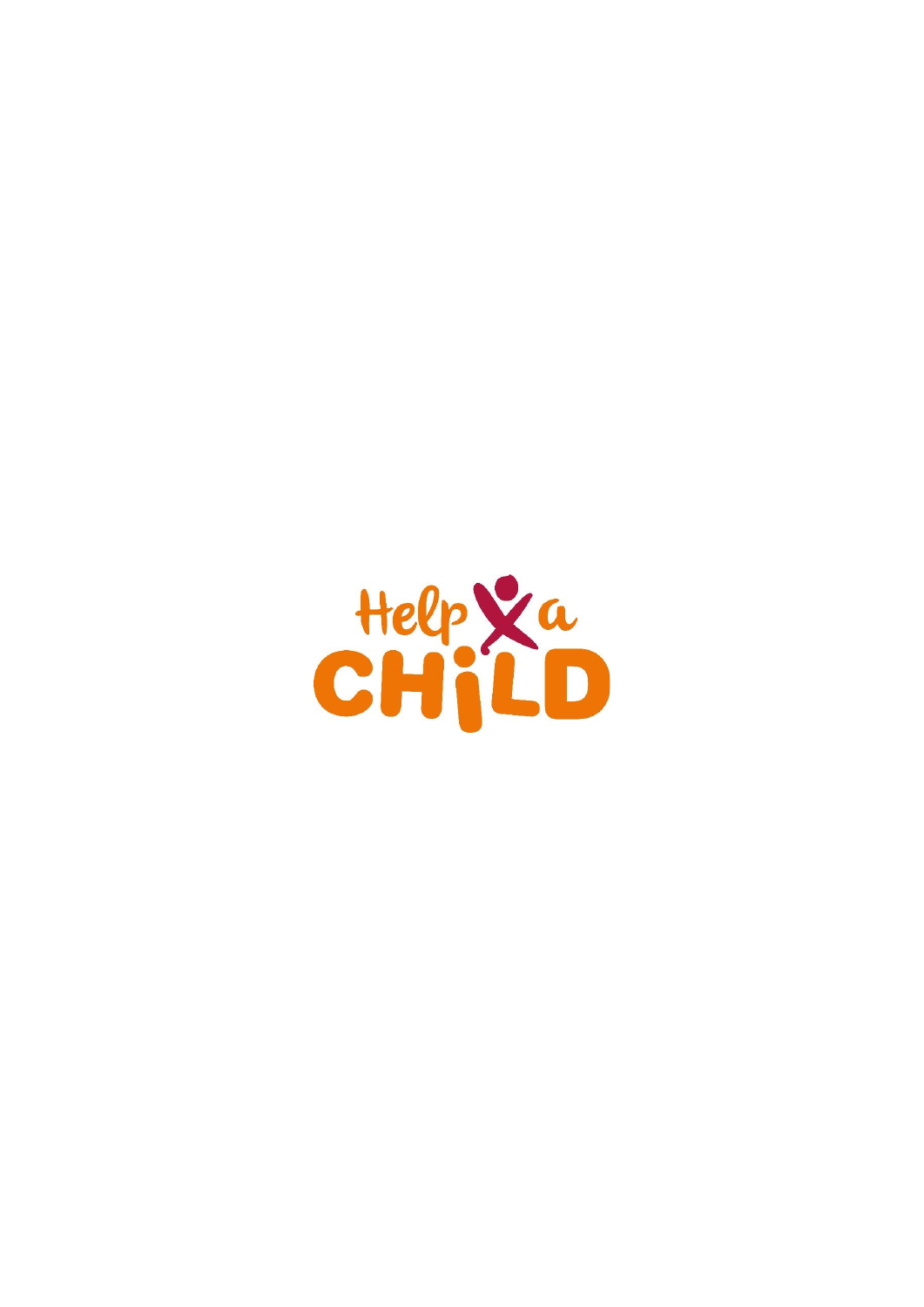Help a CHILD